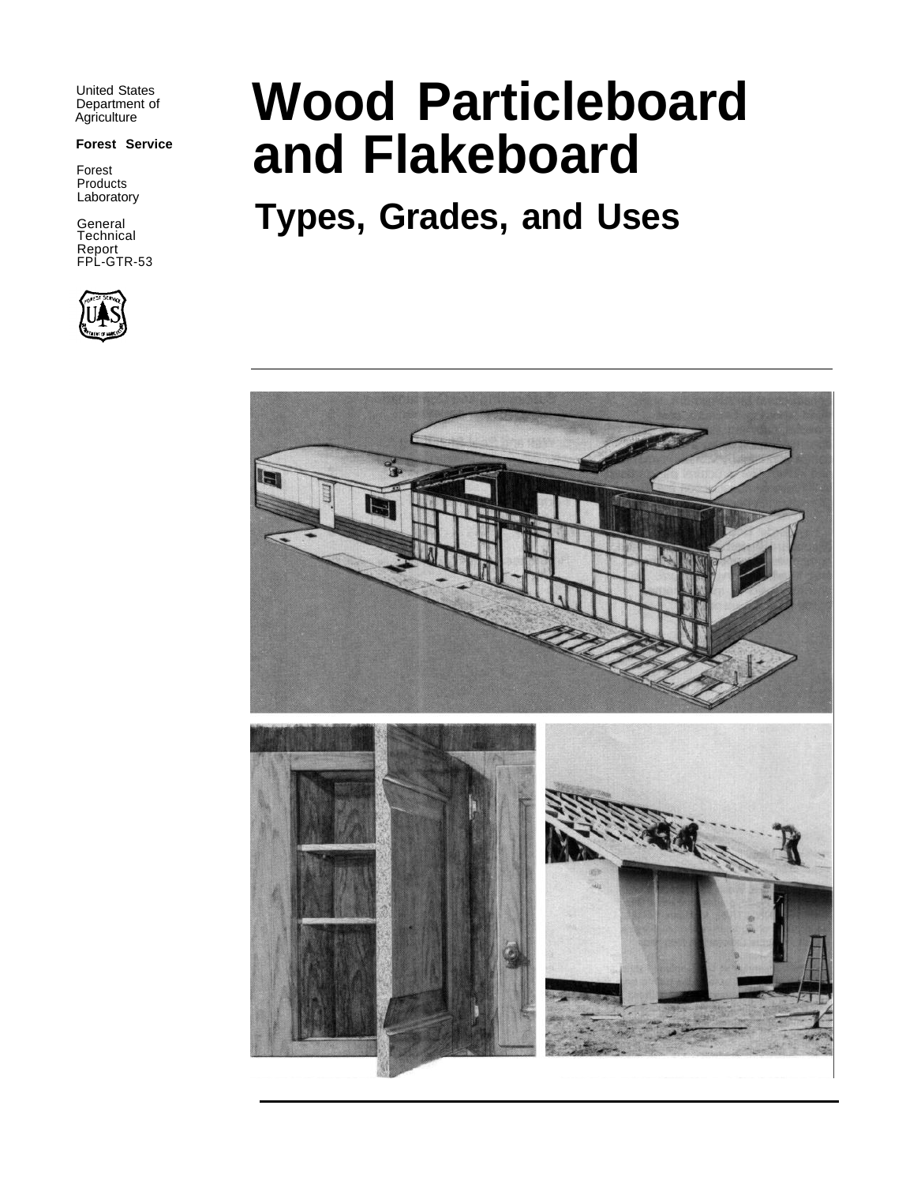United States
Department of
Agriculture

**Forest Service**

Forest
Products
Laboratory

General
Technical
Report
FPL-GTR-53

# Wood Particleboard and Flakeboard

## Types, Grades, and Uses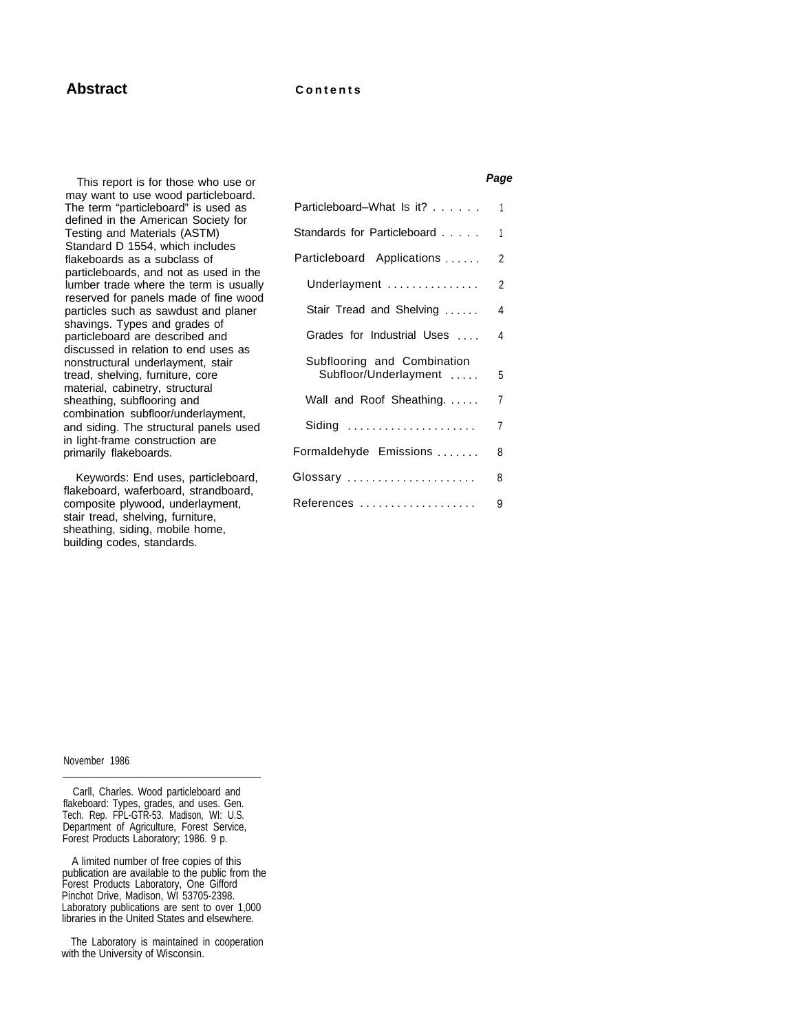## Abstract

This report is for those who use or may want to use wood particleboard. The term "particleboard" is used as defined in the American Society for Testing and Materials (ASTM) Standard D 1554, which includes flakeboards as a subclass of particleboards, and not as used in the lumber trade where the term is usually reserved for panels made of fine wood particles such as sawdust and planer shavings. Types and grades of particleboard are described and discussed in relation to end uses as nonstructural underlayment, stair tread, shelving, furniture, core material, cabinetry, structural sheathing, subflooring and combination subfloor/underlayment, and siding. The structural panels used in light-frame construction are primarily flakeboards.

Keywords: End uses, particleboard, flakeboard, waferboard, strandboard, composite plywood, underlayment, stair tread, shelving, furniture, sheathing, siding, mobile home, building codes, standards.

## Contents

| | ***Page*** |
|---|---|
| Particleboard–What Is it? | 1 |
| Standards for Particleboard | 1 |
| Particleboard Applications | 2 |
| Underlayment | 2 |
| Stair Tread and Shelving | 4 |
| Grades for Industrial Uses | 4 |
| Subflooring and Combination Subfloor/Underlayment | 5 |
| Wall and Roof Sheathing | 7 |
| Siding | 7 |
| Formaldehyde Emissions | 8 |
| Glossary | 8 |
| References | 9 |

November 1986

Carll, Charles. Wood particleboard and flakeboard: Types, grades, and uses. Gen. Tech. Rep. FPL-GTR-53. Madison, WI: U.S. Department of Agriculture, Forest Service, Forest Products Laboratory; 1986. 9 p.

A limited number of free copies of this publication are available to the public from the Forest Products Laboratory, One Gifford Pinchot Drive, Madison, WI 53705-2398. Laboratory publications are sent to over 1,000 libraries in the United States and elsewhere.

The Laboratory is maintained in cooperation with the University of Wisconsin.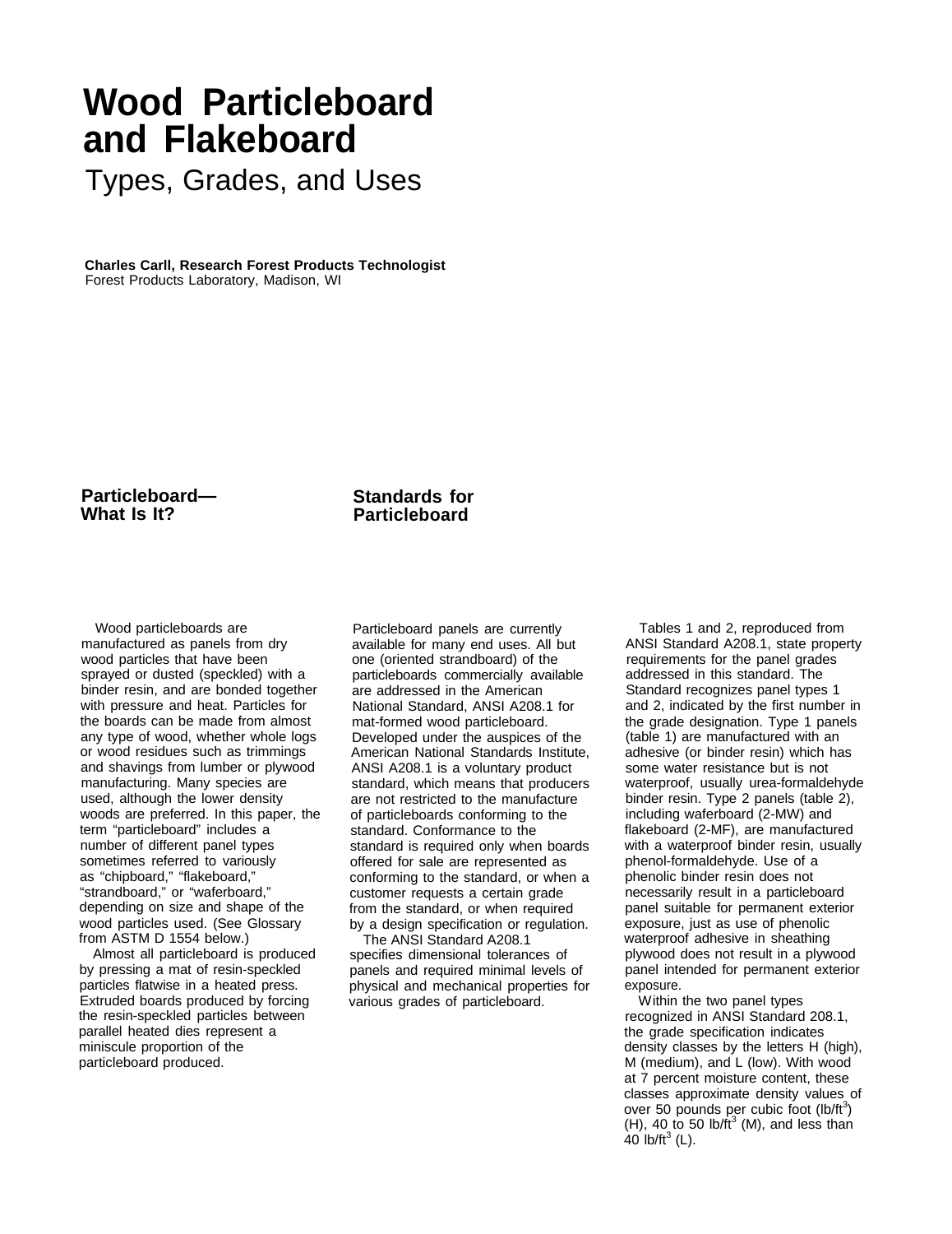# Wood Particleboard and Flakeboard

## Types, Grades, and Uses

**Charles Carll, Research Forest Products Technologist**
Forest Products Laboratory, Madison, WI

## Particleboard—What Is It?

Wood particleboards are manufactured as panels from dry wood particles that have been sprayed or dusted (speckled) with a binder resin, and are bonded together with pressure and heat. Particles for the boards can be made from almost any type of wood, whether whole logs or wood residues such as trimmings and shavings from lumber or plywood manufacturing. Many species are used, although the lower density woods are preferred. In this paper, the term "particleboard" includes a number of different panel types sometimes referred to variously as "chipboard," "flakeboard," "strandboard," or "waferboard," depending on size and shape of the wood particles used. (See Glossary from ASTM D 1554 below.)

Almost all particleboard is produced by pressing a mat of resin-speckled particles flatwise in a heated press. Extruded boards produced by forcing the resin-speckled particles between parallel heated dies represent a miniscule proportion of the particleboard produced.

## Standards for Particleboard

Particleboard panels are currently available for many end uses. All but one (oriented strandboard) of the particleboards commercially available are addressed in the American National Standard, ANSI A208.1 for mat-formed wood particleboard. Developed under the auspices of the American National Standards Institute, ANSI A208.1 is a voluntary product standard, which means that producers are not restricted to the manufacture of particleboards conforming to the standard. Conformance to the standard is required only when boards offered for sale are represented as conforming to the standard, or when a customer requests a certain grade from the standard, or when required by a design specification or regulation.

The ANSI Standard A208.1 specifies dimensional tolerances of panels and required minimal levels of physical and mechanical properties for various grades of particleboard.

Tables 1 and 2, reproduced from ANSI Standard A208.1, state property requirements for the panel grades addressed in this standard. The Standard recognizes panel types 1 and 2, indicated by the first number in the grade designation. Type 1 panels (table 1) are manufactured with an adhesive (or binder resin) which has some water resistance but is not waterproof, usually urea-formaldehyde binder resin. Type 2 panels (table 2), including waferboard (2-MW) and flakeboard (2-MF), are manufactured with a waterproof binder resin, usually phenol-formaldehyde. Use of a phenolic binder resin does not necessarily result in a particleboard panel suitable for permanent exterior exposure, just as use of phenolic waterproof adhesive in sheathing plywood does not result in a plywood panel intended for permanent exterior exposure.

Within the two panel types recognized in ANSI Standard 208.1, the grade specification indicates density classes by the letters H (high), M (medium), and L (low). With wood at 7 percent moisture content, these classes approximate density values of over 50 pounds per cubic foot (lb/ft$^3$) (H), 40 to 50 lb/ft$^3$ (M), and less than 40 lb/ft$^3$ (L).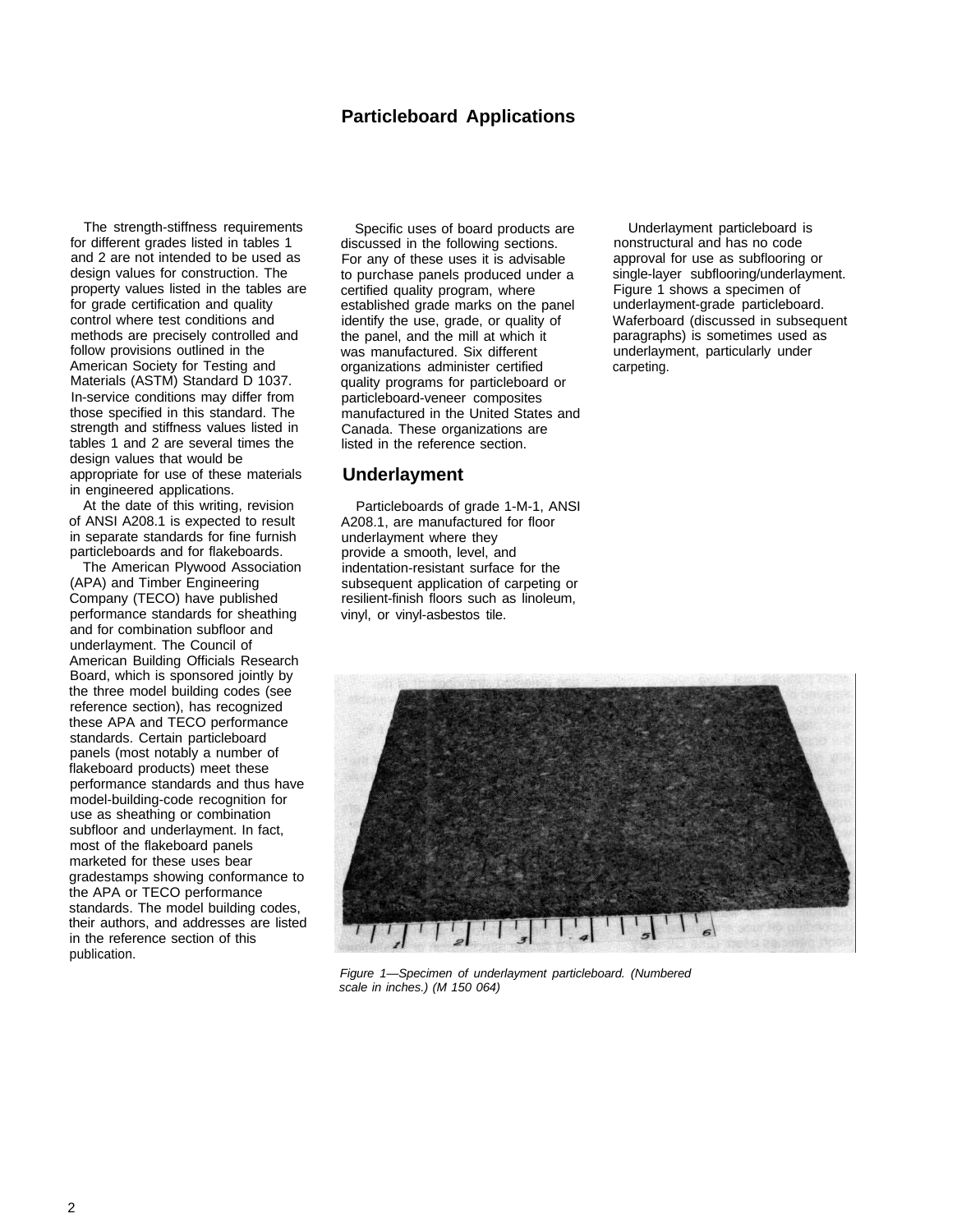# Particleboard Applications

The strength-stiffness requirements for different grades listed in tables 1 and 2 are not intended to be used as design values for construction. The property values listed in the tables are for grade certification and quality control where test conditions and methods are precisely controlled and follow provisions outlined in the American Society for Testing and Materials (ASTM) Standard D 1037. In-service conditions may differ from those specified in this standard. The strength and stiffness values listed in tables 1 and 2 are several times the design values that would be appropriate for use of these materials in engineered applications.

At the date of this writing, revision of ANSI A208.1 is expected to result in separate standards for fine furnish particleboards and for flakeboards.

The American Plywood Association (APA) and Timber Engineering Company (TECO) have published performance standards for sheathing and for combination subfloor and underlayment. The Council of American Building Officials Research Board, which is sponsored jointly by the three model building codes (see reference section), has recognized these APA and TECO performance standards. Certain particleboard panels (most notably a number of flakeboard products) meet these performance standards and thus have model-building-code recognition for use as sheathing or combination subfloor and underlayment. In fact, most of the flakeboard panels marketed for these uses bear gradestamps showing conformance to the APA or TECO performance standards. The model building codes, their authors, and addresses are listed in the reference section of this publication.

Specific uses of board products are discussed in the following sections. For any of these uses it is advisable to purchase panels produced under a certified quality program, where established grade marks on the panel identify the use, grade, or quality of the panel, and the mill at which it was manufactured. Six different organizations administer certified quality programs for particleboard or particleboard-veneer composites manufactured in the United States and Canada. These organizations are listed in the reference section.

## Underlayment

Particleboards of grade 1-M-1, ANSI A208.1, are manufactured for floor underlayment where they provide a smooth, level, and indentation-resistant surface for the subsequent application of carpeting or resilient-finish floors such as linoleum, vinyl, or vinyl-asbestos tile.

Underlayment particleboard is nonstructural and has no code approval for use as subflooring or single-layer subflooring/underlayment. Figure 1 shows a specimen of underlayment-grade particleboard. Waferboard (discussed in subsequent paragraphs) is sometimes used as underlayment, particularly under carpeting.

*Figure 1—Specimen of underlayment particleboard. (Numbered scale in inches.) (M 150 064)*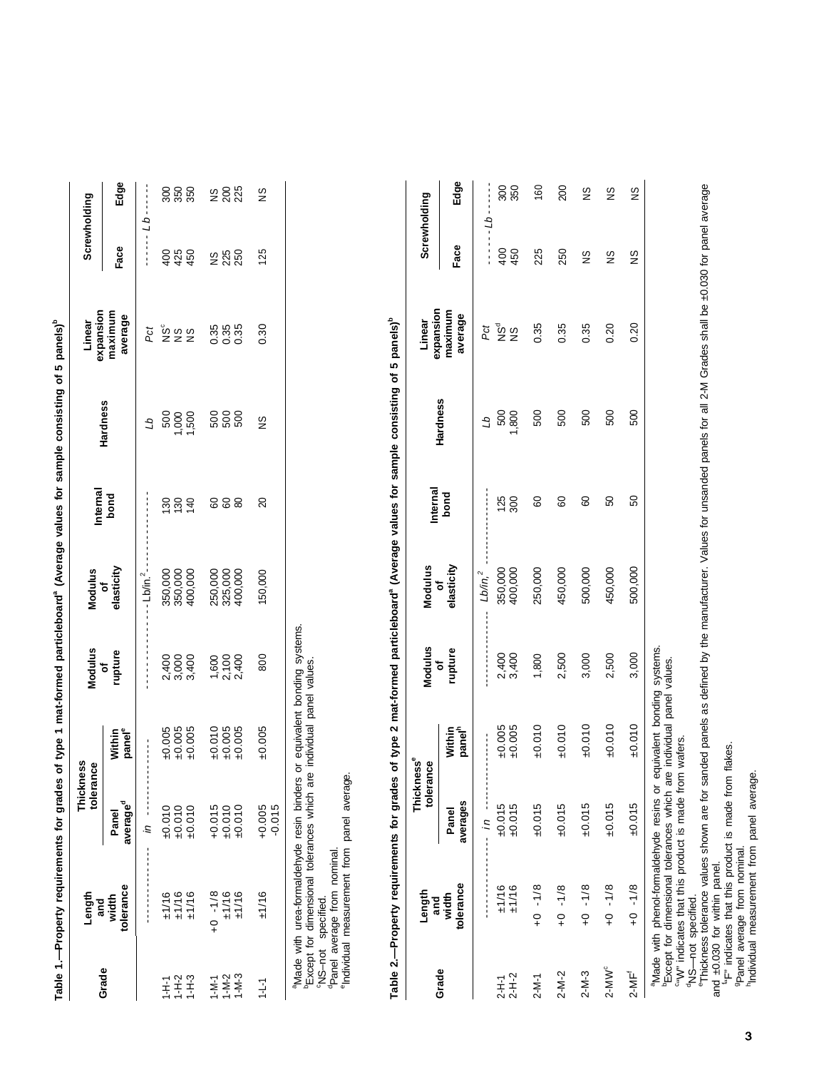**Table 1.—Property requirements for grades of type 1 mat-formed particleboard[a] (Average values for sample consisting of 5 panels)[b]**

| Grade | Length and width tolerance | Thickness tolerance | | Modulus of rupture | Modulus of elasticity | Internal bond | Hardness | Linear expansion maximum average | Screwholding | |
|---|---|---|---|---|---|---|---|---|---|---|
| | | Panel average[d] | Within panel[e] | | | | | | Face | Edge |
| | | *in* | | *Lb/in.²* | | | *Lb* | *Pct* | *Lb* | |
| 1-H-1 | ±1/16 | ±0.010 | ±0.005 | 2,400 | 350,000 | 130 | 500 | NS[c] | 400 | 300 |
| 1-H-2 | ±1/16 | ±0.010 | ±0.005 | 3,000 | 350,000 | 130 | 1,000 | NS | 425 | 350 |
| 1-H-3 | ±1/16 | ±0.010 | ±0.005 | 3,400 | 400,000 | 140 | 1,500 | NS | 450 | 350 |
| 1-M-1 | +0 -1/8 | +0.015 | ±0.010 | 1,600 | 250,000 | 60 | 500 | 0.35 | NS | NS |
| 1-M-2 | ±1/16 | ±0.010 | ±0.005 | 2,100 | 325,000 | 60 | 500 | 0.35 | 225 | 200 |
| 1-M-3 | ±1/16 | ±0.010 | ±0.005 | 2,400 | 400,000 | 80 | 500 | 0.35 | 250 | 225 |
| 1-L-1 | ±1/16 | +0.005 -0.015 | ±0.005 | 800 | 150,000 | 20 | NS | 0.30 | 125 | NS |

[a]Made with urea-formaldehyde resin binders or equivalent bonding systems.
[b]Except for dimensional tolerances which are individual panel values.
[c]NS–not specified.
[d]Panel average from nominal.
[e]Individual measurement from panel average.

**Table 2.—Property requirements for grades of type 2 mat-formed particleboard[a] (Average values for sample consisting of 5 panels)[b]**

| Grade | Length and width tolerance | Thickness[e] tolerance | | Modulus of rupture | Modulus of elasticity | Internal bond | Hardness | Linear expansion maximum average | Screwholding | |
|---|---|---|---|---|---|---|---|---|---|---|
| | | Panel averages[g] | Within panel[h] | | | | | | Face | Edge |
| | | *in* | | *Lb/in.²* | | | *Lb* | *Pct* | *Lb* | |
| 2-H-1 | ±1/16 | ±0.015 | ±0.005 | 2,400 | 350,000 | 125 | 500 | NS[d] | 400 | 300 |
| 2-H-2 | ±1/16 | ±0.015 | ±0.005 | 3,400 | 400,000 | 300 | 1,800 | NS | 450 | 350 |
| 2-M-1 | +0 -1/8 | ±0.015 | ±0.010 | 1,800 | 250,000 | 60 | 500 | 0.35 | 225 | 160 |
| 2-M-2 | +0 -1/8 | ±0.015 | ±0.010 | 2,500 | 450,000 | 60 | 500 | 0.35 | 250 | 200 |
| 2-M-3 | +0 -1/8 | ±0.015 | ±0.010 | 3,000 | 500,000 | 60 | 500 | 0.35 | NS | NS |
| 2-MW[c] | +0 -1/8 | ±0.015 | ±0.010 | 2,500 | 450,000 | 50 | 500 | 0.20 | NS | NS |
| 2-MF[f] | +0 -1/8 | ±0.015 | ±0.010 | 3,000 | 500,000 | 50 | 500 | 0.20 | NS | NS |

[a]Made with phenol-formaldehyde resins or equivalent bonding systems.
[b]Except for dimensional tolerances which are individual panel values.
[c]"W" indicates that this product is made from wafers.
[d]NS—not specified.
[e]Thickness tolerance values shown are for sanded panels as defined by the manufacturer. Values for unsanded panels for all 2-M Grades shall be ±0.030 for panel average and ±0.030 for within panel.
[f]"F" indicates that this product is made from flakes.
[g]Panel average from nominal.
[h]Individual measurement from panel average.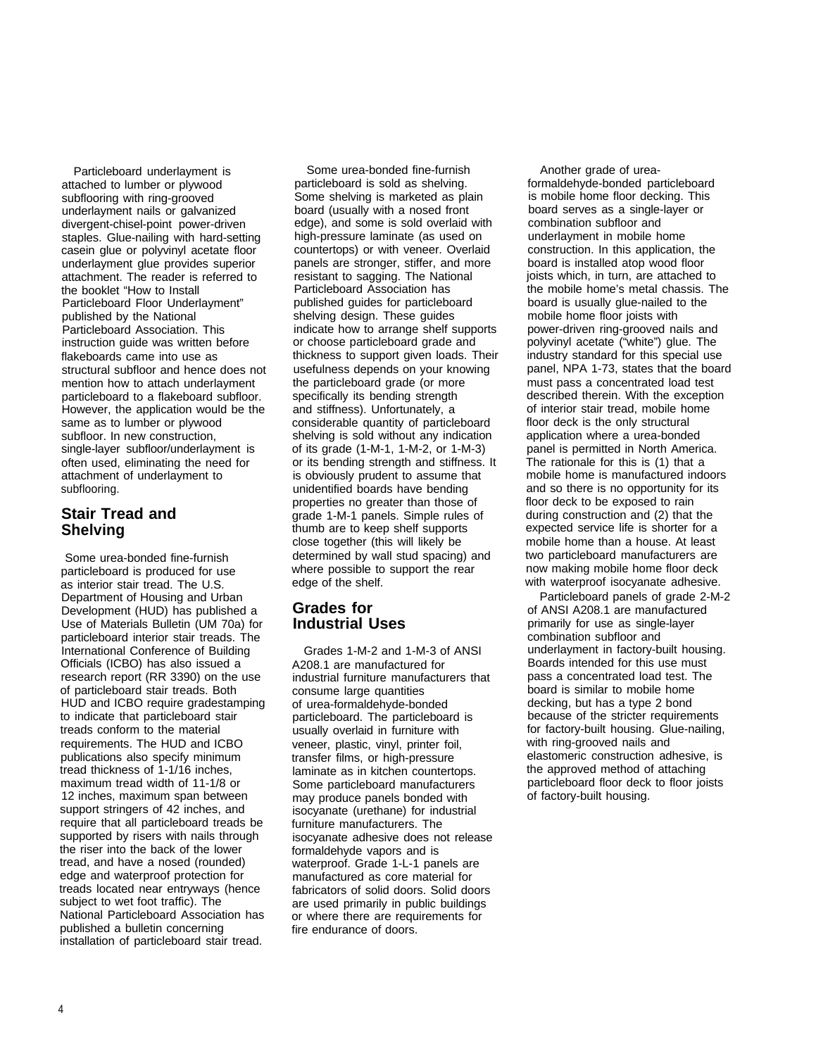Particleboard underlayment is attached to lumber or plywood subflooring with ring-grooved underlayment nails or galvanized divergent-chisel-point power-driven staples. Glue-nailing with hard-setting casein glue or polyvinyl acetate floor underlayment glue provides superior attachment. The reader is referred to the booklet "How to Install Particleboard Floor Underlayment" published by the National Particleboard Association. This instruction guide was written before flakeboards came into use as structural subfloor and hence does not mention how to attach underlayment particleboard to a flakeboard subfloor. However, the application would be the same as to lumber or plywood subfloor. In new construction, single-layer subfloor/underlayment is often used, eliminating the need for attachment of underlayment to subflooring.

## Stair Tread and Shelving

Some urea-bonded fine-furnish particleboard is produced for use as interior stair tread. The U.S. Department of Housing and Urban Development (HUD) has published a Use of Materials Bulletin (UM 70a) for particleboard interior stair treads. The International Conference of Building Officials (ICBO) has also issued a research report (RR 3390) on the use of particleboard stair treads. Both HUD and ICBO require gradestamping to indicate that particleboard stair treads conform to the material requirements. The HUD and ICBO publications also specify minimum tread thickness of 1-1/16 inches, maximum tread width of 11-1/8 or 12 inches, maximum span between support stringers of 42 inches, and require that all particleboard treads be supported by risers with nails through the riser into the back of the lower tread, and have a nosed (rounded) edge and waterproof protection for treads located near entryways (hence subject to wet foot traffic). The National Particleboard Association has published a bulletin concerning installation of particleboard stair tread.

Some urea-bonded fine-furnish particleboard is sold as shelving. Some shelving is marketed as plain board (usually with a nosed front edge), and some is sold overlaid with high-pressure laminate (as used on countertops) or with veneer. Overlaid panels are stronger, stiffer, and more resistant to sagging. The National Particleboard Association has published guides for particleboard shelving design. These guides indicate how to arrange shelf supports or choose particleboard grade and thickness to support given loads. Their usefulness depends on your knowing the particleboard grade (or more specifically its bending strength and stiffness). Unfortunately, a considerable quantity of particleboard shelving is sold without any indication of its grade (1-M-1, 1-M-2, or 1-M-3) or its bending strength and stiffness. It is obviously prudent to assume that unidentified boards have bending properties no greater than those of grade 1-M-1 panels. Simple rules of thumb are to keep shelf supports close together (this will likely be determined by wall stud spacing) and where possible to support the rear edge of the shelf.

## Grades for Industrial Uses

Grades 1-M-2 and 1-M-3 of ANSI A208.1 are manufactured for industrial furniture manufacturers that consume large quantities of urea-formaldehyde-bonded particleboard. The particleboard is usually overlaid in furniture with veneer, plastic, vinyl, printer foil, transfer films, or high-pressure laminate as in kitchen countertops. Some particleboard manufacturers may produce panels bonded with isocyanate (urethane) for industrial furniture manufacturers. The isocyanate adhesive does not release formaldehyde vapors and is waterproof. Grade 1-L-1 panels are manufactured as core material for fabricators of solid doors. Solid doors are used primarily in public buildings or where there are requirements for fire endurance of doors.

Another grade of urea-formaldehyde-bonded particleboard is mobile home floor decking. This board serves as a single-layer or combination subfloor and underlayment in mobile home construction. In this application, the board is installed atop wood floor joists which, in turn, are attached to the mobile home's metal chassis. The board is usually glue-nailed to the mobile home floor joists with power-driven ring-grooved nails and polyvinyl acetate ("white") glue. The industry standard for this special use panel, NPA 1-73, states that the board must pass a concentrated load test described therein. With the exception of interior stair tread, mobile home floor deck is the only structural application where a urea-bonded panel is permitted in North America. The rationale for this is (1) that a mobile home is manufactured indoors and so there is no opportunity for its floor deck to be exposed to rain during construction and (2) that the expected service life is shorter for a mobile home than a house. At least two particleboard manufacturers are now making mobile home floor deck with waterproof isocyanate adhesive.

Particleboard panels of grade 2-M-2 of ANSI A208.1 are manufactured primarily for use as single-layer combination subfloor and underlayment in factory-built housing. Boards intended for this use must pass a concentrated load test. The board is similar to mobile home decking, but has a type 2 bond because of the stricter requirements for factory-built housing. Glue-nailing, with ring-grooved nails and elastomeric construction adhesive, is the approved method of attaching particleboard floor deck to floor joists of factory-built housing.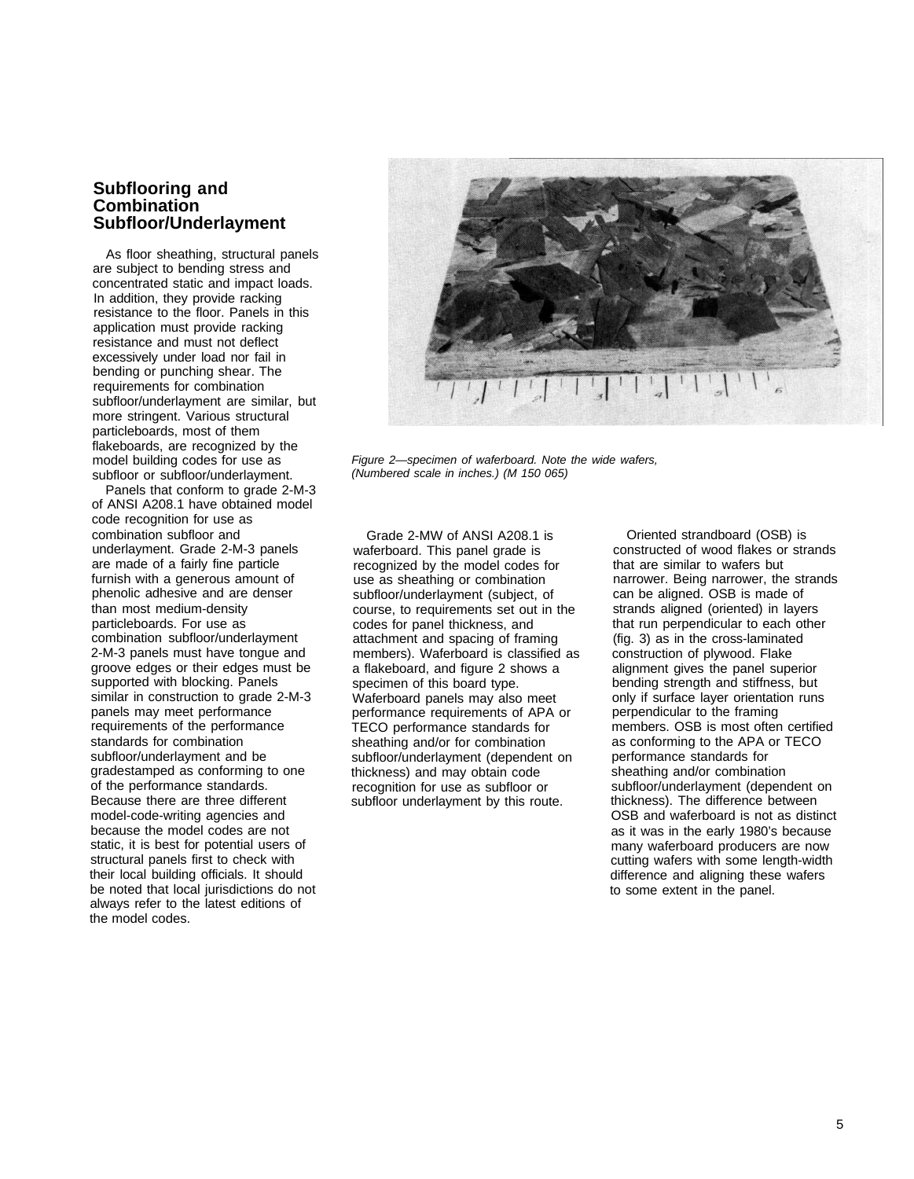## Subflooring and Combination Subfloor/Underlayment

As floor sheathing, structural panels are subject to bending stress and concentrated static and impact loads. In addition, they provide racking resistance to the floor. Panels in this application must provide racking resistance and must not deflect excessively under load nor fail in bending or punching shear. The requirements for combination subfloor/underlayment are similar, but more stringent. Various structural particleboards, most of them flakeboards, are recognized by the model building codes for use as subfloor or subfloor/underlayment.

Panels that conform to grade 2-M-3 of ANSI A208.1 have obtained model code recognition for use as combination subfloor and underlayment. Grade 2-M-3 panels are made of a fairly fine particle furnish with a generous amount of phenolic adhesive and are denser than most medium-density particleboards. For use as combination subfloor/underlayment 2-M-3 panels must have tongue and groove edges or their edges must be supported with blocking. Panels similar in construction to grade 2-M-3 panels may meet performance requirements of the performance standards for combination subfloor/underlayment and be gradestamped as conforming to one of the performance standards. Because there are three different model-code-writing agencies and because the model codes are not static, it is best for potential users of structural panels first to check with their local building officials. It should be noted that local jurisdictions do not always refer to the latest editions of the model codes.

*Figure 2—specimen of waferboard. Note the wide wafers, (Numbered scale in inches.) (M 150 065)*

Grade 2-MW of ANSI A208.1 is waferboard. This panel grade is recognized by the model codes for use as sheathing or combination subfloor/underlayment (subject, of course, to requirements set out in the codes for panel thickness, and attachment and spacing of framing members). Waferboard is classified as a flakeboard, and figure 2 shows a specimen of this board type. Waferboard panels may also meet performance requirements of APA or TECO performance standards for sheathing and/or for combination subfloor/underlayment (dependent on thickness) and may obtain code recognition for use as subfloor or subfloor underlayment by this route.

Oriented strandboard (OSB) is constructed of wood flakes or strands that are similar to wafers but narrower. Being narrower, the strands can be aligned. OSB is made of strands aligned (oriented) in layers that run perpendicular to each other (fig. 3) as in the cross-laminated construction of plywood. Flake alignment gives the panel superior bending strength and stiffness, but only if surface layer orientation runs perpendicular to the framing members. OSB is most often certified as conforming to the APA or TECO performance standards for sheathing and/or combination subfloor/underlayment (dependent on thickness). The difference between OSB and waferboard is not as distinct as it was in the early 1980's because many waferboard producers are now cutting wafers with some length-width difference and aligning these wafers to some extent in the panel.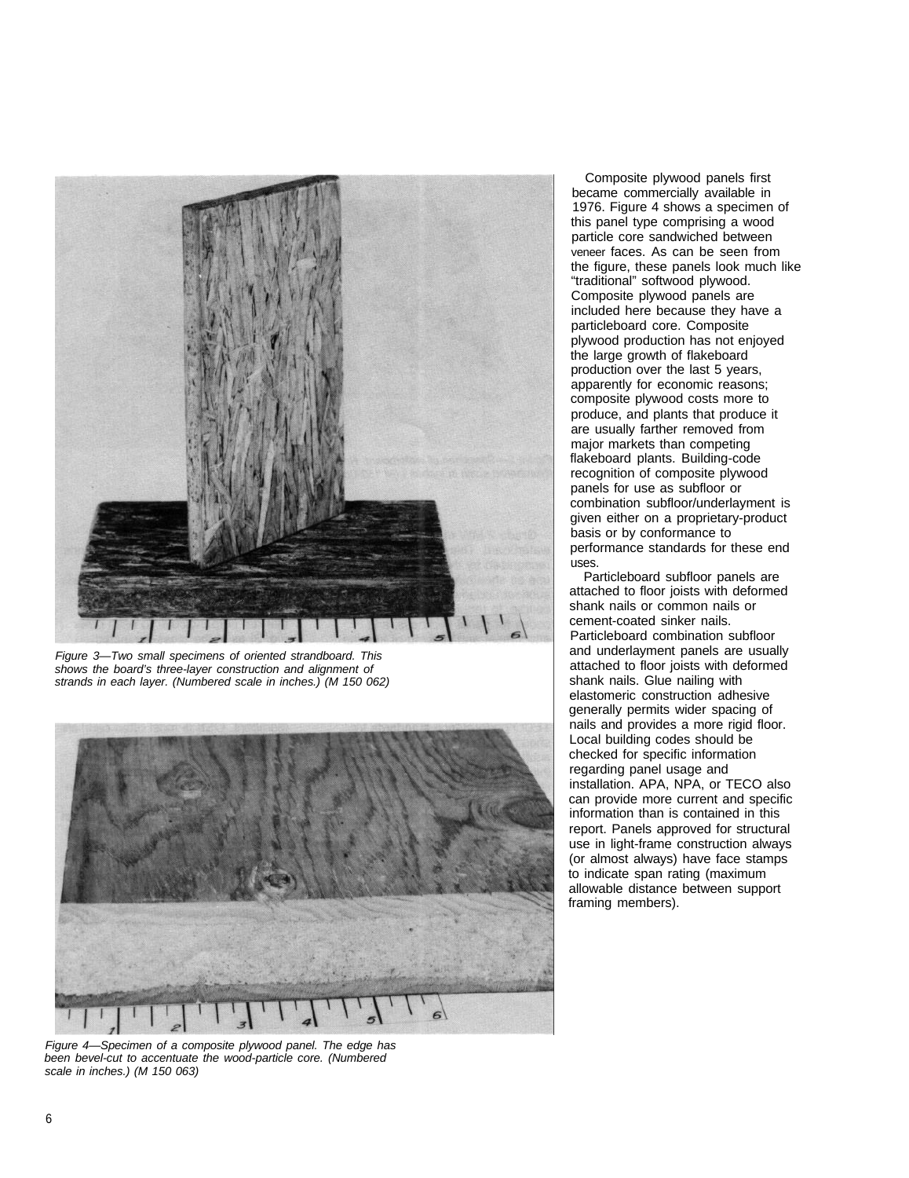*Figure 3—Two small specimens of oriented strandboard. This shows the board's three-layer construction and alignment of strands in each layer. (Numbered scale in inches.) (M 150 062)*

*Figure 4—Specimen of a composite plywood panel. The edge has been bevel-cut to accentuate the wood-particle core. (Numbered scale in inches.) (M 150 063)*

Composite plywood panels first became commercially available in 1976. Figure 4 shows a specimen of this panel type comprising a wood particle core sandwiched between veneer faces. As can be seen from the figure, these panels look much like "traditional" softwood plywood. Composite plywood panels are included here because they have a particleboard core. Composite plywood production has not enjoyed the large growth of flakeboard production over the last 5 years, apparently for economic reasons; composite plywood costs more to produce, and plants that produce it are usually farther removed from major markets than competing flakeboard plants. Building-code recognition of composite plywood panels for use as subfloor or combination subfloor/underlayment is given either on a proprietary-product basis or by conformance to performance standards for these end uses.

Particleboard subfloor panels are attached to floor joists with deformed shank nails or common nails or cement-coated sinker nails. Particleboard combination subfloor and underlayment panels are usually attached to floor joists with deformed shank nails. Glue nailing with elastomeric construction adhesive generally permits wider spacing of nails and provides a more rigid floor. Local building codes should be checked for specific information regarding panel usage and installation. APA, NPA, or TECO also can provide more current and specific information than is contained in this report. Panels approved for structural use in light-frame construction always (or almost always) have face stamps to indicate span rating (maximum allowable distance between support framing members).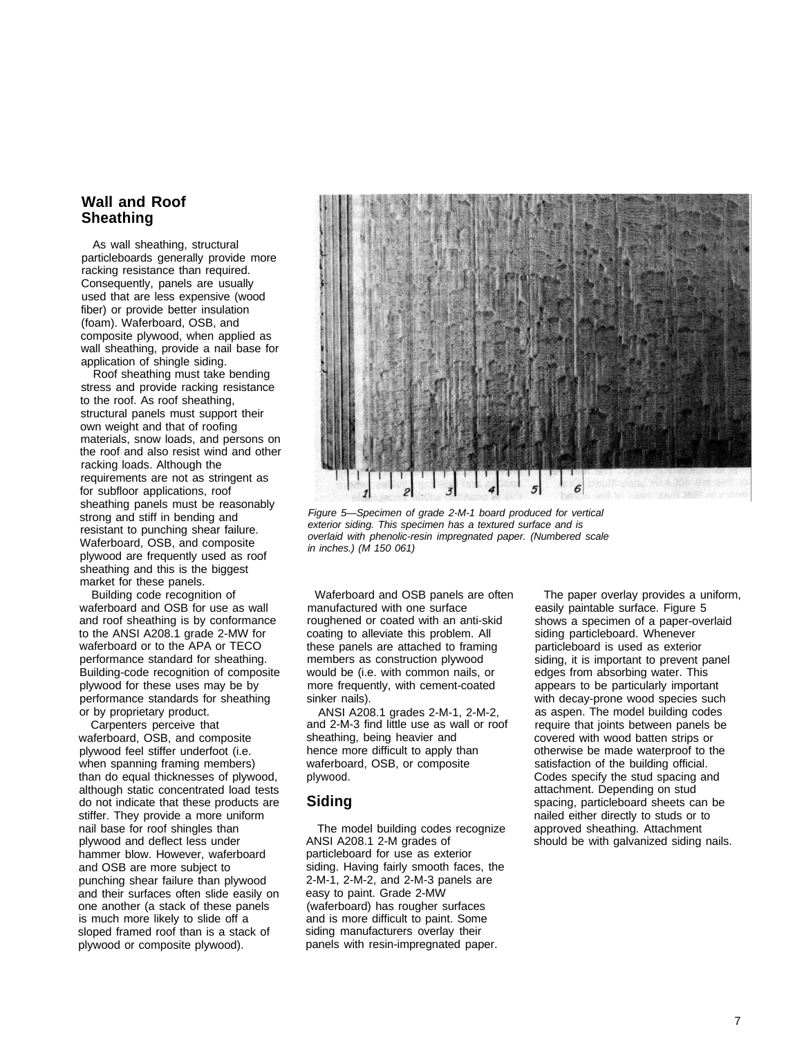## Wall and Roof Sheathing

As wall sheathing, structural particleboards generally provide more racking resistance than required. Consequently, panels are usually used that are less expensive (wood fiber) or provide better insulation (foam). Waferboard, OSB, and composite plywood, when applied as wall sheathing, provide a nail base for application of shingle siding.

Roof sheathing must take bending stress and provide racking resistance to the roof. As roof sheathing, structural panels must support their own weight and that of roofing materials, snow loads, and persons on the roof and also resist wind and other racking loads. Although the requirements are not as stringent as for subfloor applications, roof sheathing panels must be reasonably strong and stiff in bending and resistant to punching shear failure. Waferboard, OSB, and composite plywood are frequently used as roof sheathing and this is the biggest market for these panels.

Building code recognition of waferboard and OSB for use as wall and roof sheathing is by conformance to the ANSI A208.1 grade 2-MW for waferboard or to the APA or TECO performance standard for sheathing. Building-code recognition of composite plywood for these uses may be by performance standards for sheathing or by proprietary product.

Carpenters perceive that waferboard, OSB, and composite plywood feel stiffer underfoot (i.e. when spanning framing members) than do equal thicknesses of plywood, although static concentrated load tests do not indicate that these products are stiffer. They provide a more uniform nail base for roof shingles than plywood and deflect less under hammer blow. However, waferboard and OSB are more subject to punching shear failure than plywood and their surfaces often slide easily on one another (a stack of these panels is much more likely to slide off a sloped framed roof than is a stack of plywood or composite plywood).

*Figure 5—Specimen of grade 2-M-1 board produced for vertical exterior siding. This specimen has a textured surface and is overlaid with phenolic-resin impregnated paper. (Numbered scale in inches.) (M 150 061)*

Waferboard and OSB panels are often manufactured with one surface roughened or coated with an anti-skid coating to alleviate this problem. All these panels are attached to framing members as construction plywood would be (i.e. with common nails, or more frequently, with cement-coated sinker nails).

ANSI A208.1 grades 2-M-1, 2-M-2, and 2-M-3 find little use as wall or roof sheathing, being heavier and hence more difficult to apply than waferboard, OSB, or composite plywood.

## Siding

The model building codes recognize ANSI A208.1 2-M grades of particleboard for use as exterior siding. Having fairly smooth faces, the 2-M-1, 2-M-2, and 2-M-3 panels are easy to paint. Grade 2-MW (waferboard) has rougher surfaces and is more difficult to paint. Some siding manufacturers overlay their panels with resin-impregnated paper.

The paper overlay provides a uniform, easily paintable surface. Figure 5 shows a specimen of a paper-overlaid siding particleboard. Whenever particleboard is used as exterior siding, it is important to prevent panel edges from absorbing water. This appears to be particularly important with decay-prone wood species such as aspen. The model building codes require that joints between panels be covered with wood batten strips or otherwise be made waterproof to the satisfaction of the building official. Codes specify the stud spacing and attachment. Depending on stud spacing, particleboard sheets can be nailed either directly to studs or to approved sheathing. Attachment should be with galvanized siding nails.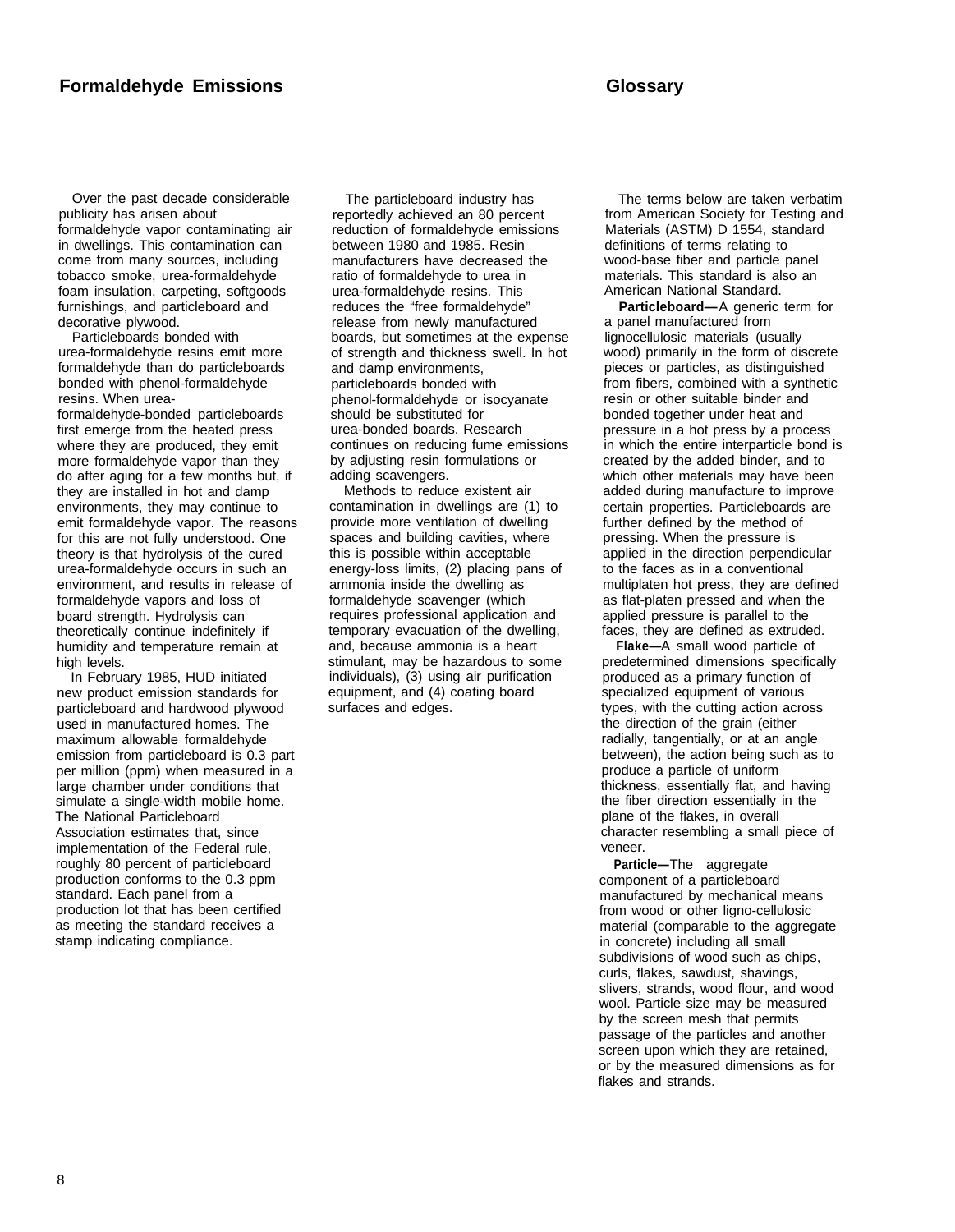## Formaldehyde Emissions

Over the past decade considerable publicity has arisen about formaldehyde vapor contaminating air in dwellings. This contamination can come from many sources, including tobacco smoke, urea-formaldehyde foam insulation, carpeting, softgoods furnishings, and particleboard and decorative plywood.

Particleboards bonded with urea-formaldehyde resins emit more formaldehyde than do particleboards bonded with phenol-formaldehyde resins. When urea-formaldehyde-bonded particleboards first emerge from the heated press where they are produced, they emit more formaldehyde vapor than they do after aging for a few months but, if they are installed in hot and damp environments, they may continue to emit formaldehyde vapor. The reasons for this are not fully understood. One theory is that hydrolysis of the cured urea-formaldehyde occurs in such an environment, and results in release of formaldehyde vapors and loss of board strength. Hydrolysis can theoretically continue indefinitely if humidity and temperature remain at high levels.

In February 1985, HUD initiated new product emission standards for particleboard and hardwood plywood used in manufactured homes. The maximum allowable formaldehyde emission from particleboard is 0.3 part per million (ppm) when measured in a large chamber under conditions that simulate a single-width mobile home. The National Particleboard Association estimates that, since implementation of the Federal rule, roughly 80 percent of particleboard production conforms to the 0.3 ppm standard. Each panel from a production lot that has been certified as meeting the standard receives a stamp indicating compliance.

The particleboard industry has reportedly achieved an 80 percent reduction of formaldehyde emissions between 1980 and 1985. Resin manufacturers have decreased the ratio of formaldehyde to urea in urea-formaldehyde resins. This reduces the “free formaldehyde” release from newly manufactured boards, but sometimes at the expense of strength and thickness swell. In hot and damp environments, particleboards bonded with phenol-formaldehyde or isocyanate should be substituted for urea-bonded boards. Research continues on reducing fume emissions by adjusting resin formulations or adding scavengers.

Methods to reduce existent air contamination in dwellings are (1) to provide more ventilation of dwelling spaces and building cavities, where this is possible within acceptable energy-loss limits, (2) placing pans of ammonia inside the dwelling as formaldehyde scavenger (which requires professional application and temporary evacuation of the dwelling, and, because ammonia is a heart stimulant, may be hazardous to some individuals), (3) using air purification equipment, and (4) coating board surfaces and edges.

## Glossary

The terms below are taken verbatim from American Society for Testing and Materials (ASTM) D 1554, standard definitions of terms relating to wood-base fiber and particle panel materials. This standard is also an American National Standard.

**Particleboard—**A generic term for a panel manufactured from lignocellulosic materials (usually wood) primarily in the form of discrete pieces or particles, as distinguished from fibers, combined with a synthetic resin or other suitable binder and bonded together under heat and pressure in a hot press by a process in which the entire interparticle bond is created by the added binder, and to which other materials may have been added during manufacture to improve certain properties. Particleboards are further defined by the method of pressing. When the pressure is applied in the direction perpendicular to the faces as in a conventional multiplaten hot press, they are defined as flat-platen pressed and when the applied pressure is parallel to the faces, they are defined as extruded.

**Flake—**A small wood particle of predetermined dimensions specifically produced as a primary function of specialized equipment of various types, with the cutting action across the direction of the grain (either radially, tangentially, or at an angle between), the action being such as to produce a particle of uniform thickness, essentially flat, and having the fiber direction essentially in the plane of the flakes, in overall character resembling a small piece of veneer.

**Particle—**The aggregate component of a particleboard manufactured by mechanical means from wood or other ligno-cellulosic material (comparable to the aggregate in concrete) including all small subdivisions of wood such as chips, curls, flakes, sawdust, shavings, slivers, strands, wood flour, and wood wool. Particle size may be measured by the screen mesh that permits passage of the particles and another screen upon which they are retained, or by the measured dimensions as for flakes and strands.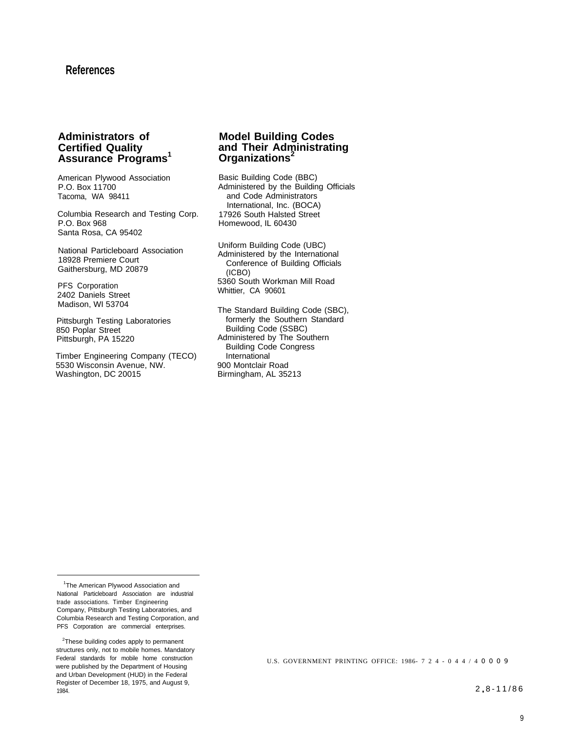# References

## Administrators of Certified Quality Assurance Programs[1]

American Plywood Association
P.O. Box 11700
Tacoma, WA 98411

Columbia Research and Testing Corp.
P.O. Box 968
Santa Rosa, CA 95402

National Particleboard Association
18928 Premiere Court
Gaithersburg, MD 20879

PFS Corporation
2402 Daniels Street
Madison, WI 53704

Pittsburgh Testing Laboratories
850 Poplar Street
Pittsburgh, PA 15220

Timber Engineering Company (TECO)
5530 Wisconsin Avenue, NW.
Washington, DC 20015

## Model Building Codes and Their Administrating Organizations[2]

Basic Building Code (BBC)
Administered by the Building Officials and Code Administrators International, Inc. (BOCA)
17926 South Halsted Street
Homewood, IL 60430

Uniform Building Code (UBC)
Administered by the International Conference of Building Officials (ICBO)
5360 South Workman Mill Road
Whittier, CA 90601

The Standard Building Code (SBC), formerly the Southern Standard Building Code (SSBC)
Administered by The Southern Building Code Congress International
900 Montclair Road
Birmingham, AL 35213

---

[1]The American Plywood Association and National Particleboard Association are industrial trade associations. Timber Engineering Company, Pittsburgh Testing Laboratories, and Columbia Research and Testing Corporation, and PFS Corporation are commercial enterprises.

[2]These building codes apply to permanent structures only, not to mobile homes. Mandatory Federal standards for mobile home construction were published by the Department of Housing and Urban Development (HUD) in the Federal Register of December 18, 1975, and August 9, 1984.

U.S. GOVERNMENT PRINTING OFFICE: 1986- 7 2 4 - 0 4 4 / 4 0 0 0 9

2.8-11/86